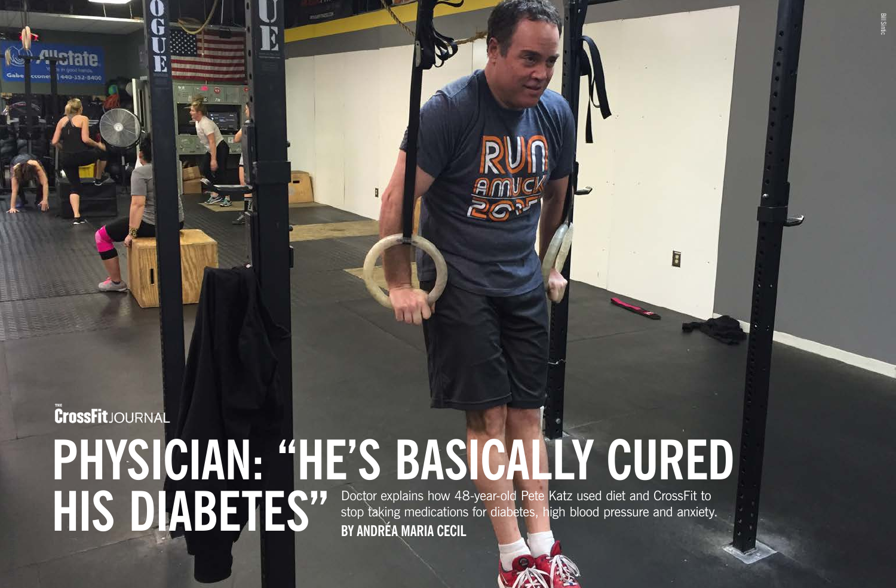THE CrossFit JOURNAL

# PHYSICIAN: "HE'S BASICALLY CURED HIS DIABETES"

Doctor explains how 48-year-old Pete Katz used diet and CrossFit to stop taking medications for diabetes, high blood pressure and anxiety.

**BY ANDRÉA MARIA CECIL**

Bill Sintic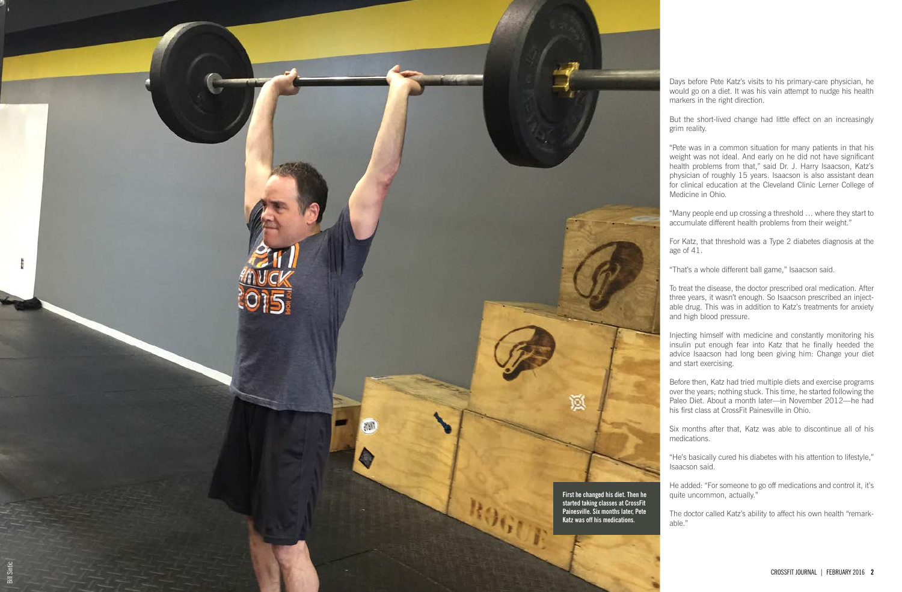Days before Pete Katz's visits to his primary-care physician, he would go on a diet. It was his vain attempt to nudge his health markers in the right direction.

But the short-lived change had little effect on an increasingly grim reality.

"Pete was in a common situation for many patients in that his weight was not ideal. And early on he did not have significant health problems from that," said Dr. J. Harry Isaacson, Katz's physician of roughly 15 years. Isaacson is also assistant dean for clinical education at the Cleveland Clinic Lerner College of Medicine in Ohio.

"Many people end up crossing a threshold … where they start to accumulate different health problems from their weight."

For Katz, that threshold was a Type 2 diabetes diagnosis at the age of 41.

"That's a whole different ball game," Isaacson said.

To treat the disease, the doctor prescribed oral medication. After three years, it wasn't enough. So Isaacson prescribed an injectable drug. This was in addition to Katz's treatments for anxiety and high blood pressure.

Injecting himself with medicine and constantly monitoring his insulin put enough fear into Katz that he finally heeded the advice Isaacson had long been giving him: Change your diet and start exercising.

Before then, Katz had tried multiple diets and exercise programs over the years; nothing stuck. This time, he started following the Paleo Diet. About a month later—in November 2012—he had his first class at CrossFit Painesville in Ohio.

Six months after that, Katz was able to discontinue all of his medications.

"He's basically cured his diabetes with his attention to lifestyle," Isaacson said.

He added: "For someone to go off medications and control it, it's quite uncommon, actually."

The doctor called Katz's ability to affect his own health "remarkable."

**First he changed his diet. Then he started taking classes at CrossFit Painesville. Six months later, Pete Katz was off his medications.**

Bill Sintic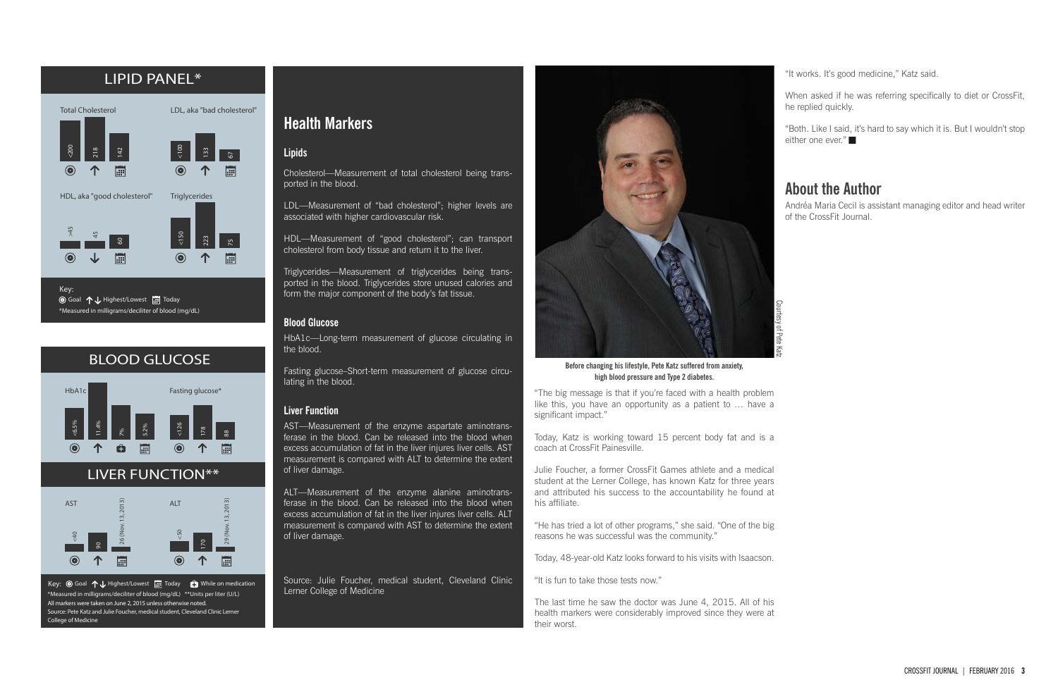## LIPID PANEL*

Total Cholesterol

<200 218 142

LDL, aka "bad cholesterol"

<100 133 67

HDL, aka "good cholesterol"

>45 45 60

Triglycerides

<150 223 75

Key:
Goal ↑↓ Highest/Lowest Today
*Measured in milligrams/deciliter of blood (mg/dL)

## BLOOD GLUCOSE

HbA1c

<6.5% 11.4% 7% 5.2%

Fasting glucose*

<126 178 88

## LIVER FUNCTION**

AST

<40 90 26 (Nov. 13, 2013)

ALT

<50 170 29 (Nov. 13, 2013)

Key: Goal ↑↓ Highest/Lowest Today While on medication
*Measured in milligrams/deciliter of blood (mg/dL) **Units per liter (U/L)
All markers were taken on June 2, 2015 unless otherwise noted.
Source: Pete Katz and Julie Foucher, medical student, Cleveland Clinic Lerner College of Medicine

## Health Markers

### Lipids

Cholesterol—Measurement of total cholesterol being transported in the blood.

LDL—Measurement of "bad cholesterol"; higher levels are associated with higher cardiovascular risk.

HDL—Measurement of "good cholesterol"; can transport cholesterol from body tissue and return it to the liver.

Triglycerides—Measurement of triglycerides being transported in the blood. Triglycerides store unused calories and form the major component of the body's fat tissue.

### Blood Glucose

HbA1c—Long-term measurement of glucose circulating in the blood.

Fasting glucose–Short-term measurement of glucose circulating in the blood.

### Liver Function

AST—Measurement of the enzyme aspartate aminotransferase in the blood. Can be released into the blood when excess accumulation of fat in the liver injures liver cells. AST measurement is compared with ALT to determine the extent of liver damage.

ALT—Measurement of the enzyme alanine aminotransferase in the blood. Can be released into the blood when excess accumulation of fat in the liver injures liver cells. ALT measurement is compared with AST to determine the extent of liver damage.

Source: Julie Foucher, medical student, Cleveland Clinic Lerner College of Medicine

Courtesy of Pete Katz

**Before changing his lifestyle, Pete Katz suffered from anxiety, high blood pressure and Type 2 diabetes.**

"The big message is that if you're faced with a health problem like this, you have an opportunity as a patient to … have a significant impact."

Today, Katz is working toward 15 percent body fat and is a coach at CrossFit Painesville.

Julie Foucher, a former CrossFit Games athlete and a medical student at the Lerner College, has known Katz for three years and attributed his success to the accountability he found at his affiliate.

"He has tried a lot of other programs," she said. "One of the big reasons he was successful was the community."

Today, 48-year-old Katz looks forward to his visits with Isaacson.

"It is fun to take those tests now."

The last time he saw the doctor was June 4, 2015. All of his health markers were considerably improved since they were at their worst.

"It works. It's good medicine," Katz said.

When asked if he was referring specifically to diet or CrossFit, he replied quickly.

"Both. Like I said, it's hard to say which it is. But I wouldn't stop either one ever." ■

## About the Author

Andréa Maria Cecil is assistant managing editor and head writer of the CrossFit Journal.